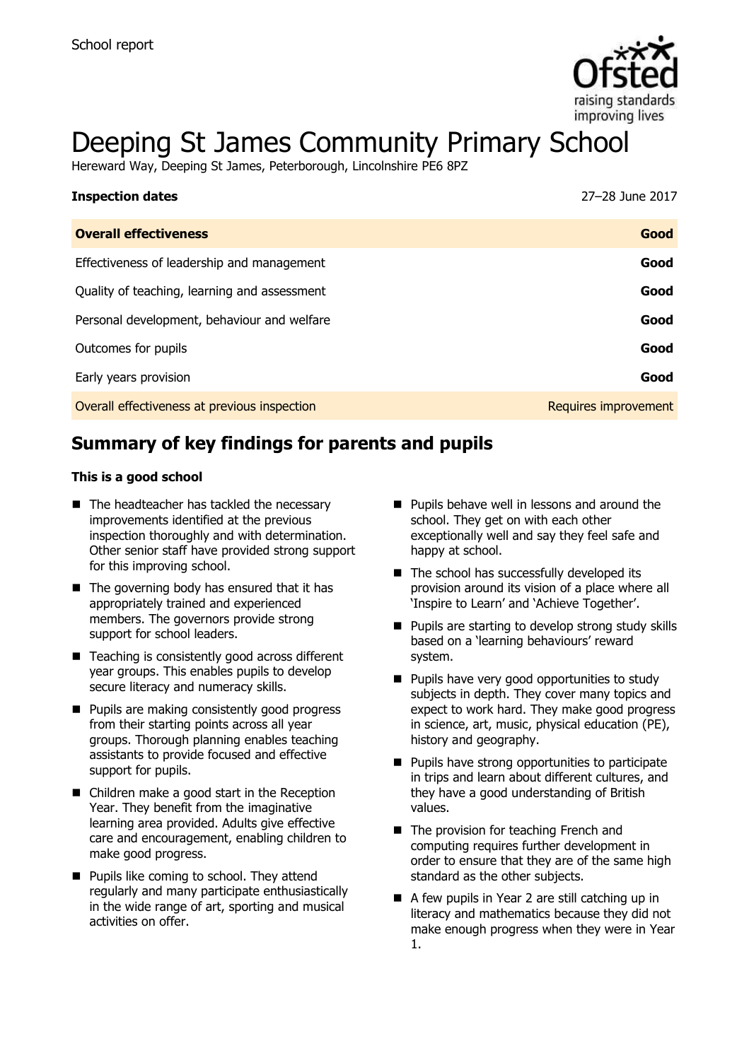School report

# Deeping St James Community Primary School

Hereward Way, Deeping St James, Peterborough, Lincolnshire PE6 8PZ

| **Inspection dates** | 27–28 June 2017 |
| --- | --- |
| **Overall effectiveness** | **Good** |
| Effectiveness of leadership and management | **Good** |
| Quality of teaching, learning and assessment | **Good** |
| Personal development, behaviour and welfare | **Good** |
| Outcomes for pupils | **Good** |
| Early years provision | **Good** |
| Overall effectiveness at previous inspection | Requires improvement |

## Summary of key findings for parents and pupils

**This is a good school**

- The headteacher has tackled the necessary improvements identified at the previous inspection thoroughly and with determination. Other senior staff have provided strong support for this improving school.
- The governing body has ensured that it has appropriately trained and experienced members. The governors provide strong support for school leaders.
- Teaching is consistently good across different year groups. This enables pupils to develop secure literacy and numeracy skills.
- Pupils are making consistently good progress from their starting points across all year groups. Thorough planning enables teaching assistants to provide focused and effective support for pupils.
- Children make a good start in the Reception Year. They benefit from the imaginative learning area provided. Adults give effective care and encouragement, enabling children to make good progress.
- Pupils like coming to school. They attend regularly and many participate enthusiastically in the wide range of art, sporting and musical activities on offer.
- Pupils behave well in lessons and around the school. They get on with each other exceptionally well and say they feel safe and happy at school.
- The school has successfully developed its provision around its vision of a place where all 'Inspire to Learn' and 'Achieve Together'.
- Pupils are starting to develop strong study skills based on a 'learning behaviours' reward system.
- Pupils have very good opportunities to study subjects in depth. They cover many topics and expect to work hard. They make good progress in science, art, music, physical education (PE), history and geography.
- Pupils have strong opportunities to participate in trips and learn about different cultures, and they have a good understanding of British values.
- The provision for teaching French and computing requires further development in order to ensure that they are of the same high standard as the other subjects.
- A few pupils in Year 2 are still catching up in literacy and mathematics because they did not make enough progress when they were in Year 1.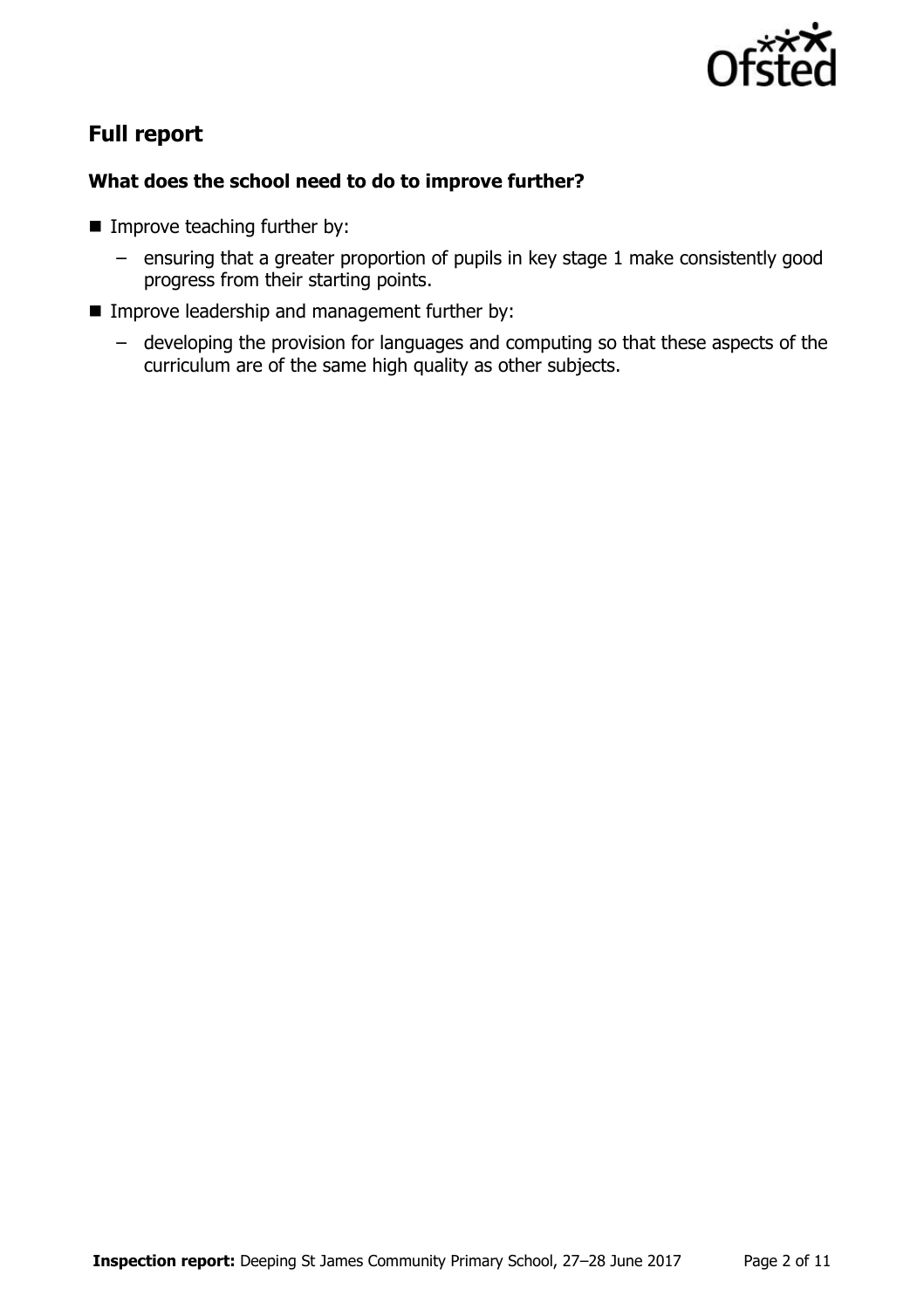## Full report

### What does the school need to do to improve further?

- Improve teaching further by:
  - ensuring that a greater proportion of pupils in key stage 1 make consistently good progress from their starting points.
- Improve leadership and management further by:
  - developing the provision for languages and computing so that these aspects of the curriculum are of the same high quality as other subjects.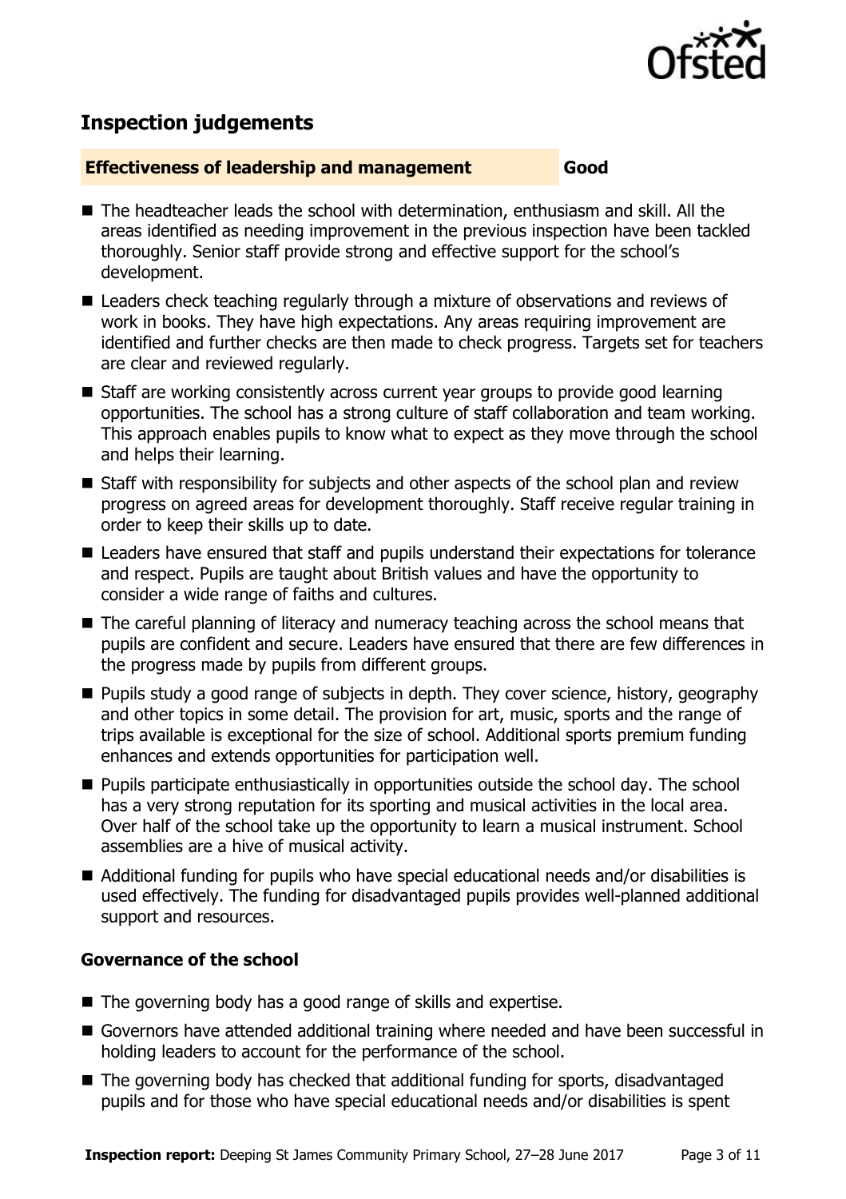## Inspection judgements

**Effectiveness of leadership and management** **Good**

- The headteacher leads the school with determination, enthusiasm and skill. All the areas identified as needing improvement in the previous inspection have been tackled thoroughly. Senior staff provide strong and effective support for the school's development.
- Leaders check teaching regularly through a mixture of observations and reviews of work in books. They have high expectations. Any areas requiring improvement are identified and further checks are then made to check progress. Targets set for teachers are clear and reviewed regularly.
- Staff are working consistently across current year groups to provide good learning opportunities. The school has a strong culture of staff collaboration and team working. This approach enables pupils to know what to expect as they move through the school and helps their learning.
- Staff with responsibility for subjects and other aspects of the school plan and review progress on agreed areas for development thoroughly. Staff receive regular training in order to keep their skills up to date.
- Leaders have ensured that staff and pupils understand their expectations for tolerance and respect. Pupils are taught about British values and have the opportunity to consider a wide range of faiths and cultures.
- The careful planning of literacy and numeracy teaching across the school means that pupils are confident and secure. Leaders have ensured that there are few differences in the progress made by pupils from different groups.
- Pupils study a good range of subjects in depth. They cover science, history, geography and other topics in some detail. The provision for art, music, sports and the range of trips available is exceptional for the size of school. Additional sports premium funding enhances and extends opportunities for participation well.
- Pupils participate enthusiastically in opportunities outside the school day. The school has a very strong reputation for its sporting and musical activities in the local area. Over half of the school take up the opportunity to learn a musical instrument. School assemblies are a hive of musical activity.
- Additional funding for pupils who have special educational needs and/or disabilities is used effectively. The funding for disadvantaged pupils provides well-planned additional support and resources.

### Governance of the school

- The governing body has a good range of skills and expertise.
- Governors have attended additional training where needed and have been successful in holding leaders to account for the performance of the school.
- The governing body has checked that additional funding for sports, disadvantaged pupils and for those who have special educational needs and/or disabilities is spent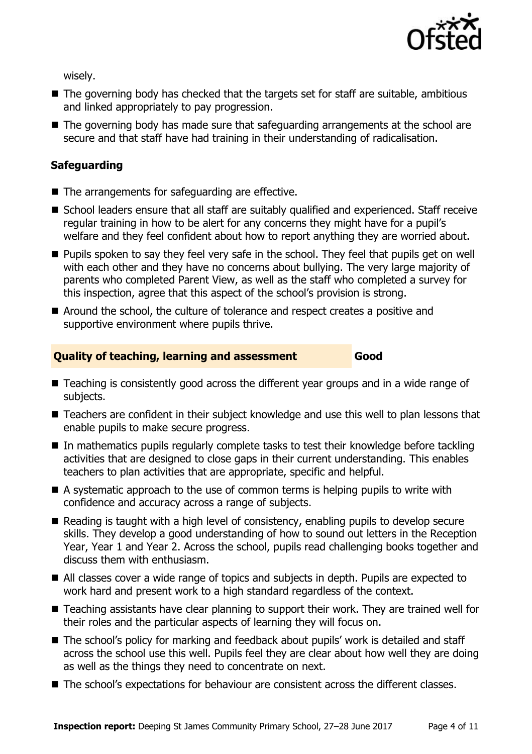wisely.

- The governing body has checked that the targets set for staff are suitable, ambitious and linked appropriately to pay progression.
- The governing body has made sure that safeguarding arrangements at the school are secure and that staff have had training in their understanding of radicalisation.

### Safeguarding

- The arrangements for safeguarding are effective.
- School leaders ensure that all staff are suitably qualified and experienced. Staff receive regular training in how to be alert for any concerns they might have for a pupil's welfare and they feel confident about how to report anything they are worried about.
- Pupils spoken to say they feel very safe in the school. They feel that pupils get on well with each other and they have no concerns about bullying. The very large majority of parents who completed Parent View, as well as the staff who completed a survey for this inspection, agree that this aspect of the school's provision is strong.
- Around the school, the culture of tolerance and respect creates a positive and supportive environment where pupils thrive.

## Quality of teaching, learning and assessment — Good

- Teaching is consistently good across the different year groups and in a wide range of subjects.
- Teachers are confident in their subject knowledge and use this well to plan lessons that enable pupils to make secure progress.
- In mathematics pupils regularly complete tasks to test their knowledge before tackling activities that are designed to close gaps in their current understanding. This enables teachers to plan activities that are appropriate, specific and helpful.
- A systematic approach to the use of common terms is helping pupils to write with confidence and accuracy across a range of subjects.
- Reading is taught with a high level of consistency, enabling pupils to develop secure skills. They develop a good understanding of how to sound out letters in the Reception Year, Year 1 and Year 2. Across the school, pupils read challenging books together and discuss them with enthusiasm.
- All classes cover a wide range of topics and subjects in depth. Pupils are expected to work hard and present work to a high standard regardless of the context.
- Teaching assistants have clear planning to support their work. They are trained well for their roles and the particular aspects of learning they will focus on.
- The school's policy for marking and feedback about pupils' work is detailed and staff across the school use this well. Pupils feel they are clear about how well they are doing as well as the things they need to concentrate on next.
- The school's expectations for behaviour are consistent across the different classes.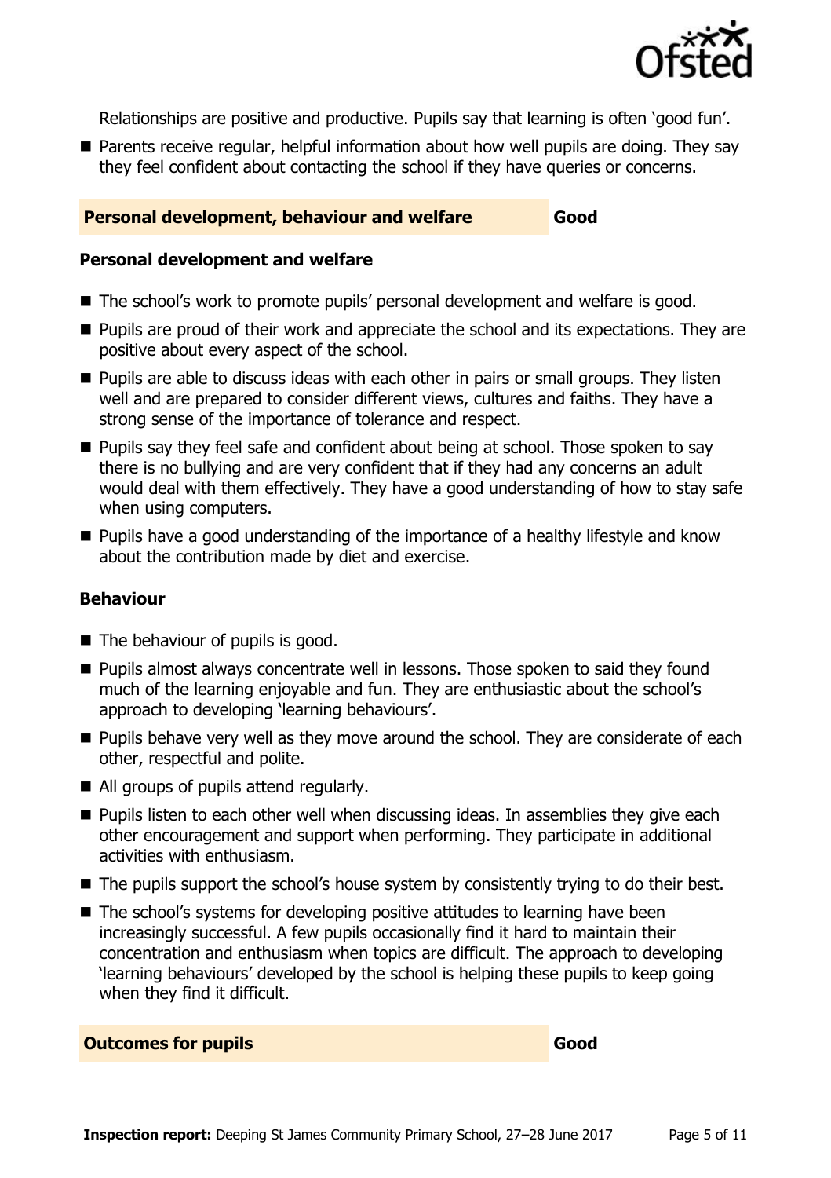Relationships are positive and productive. Pupils say that learning is often 'good fun'.

- Parents receive regular, helpful information about how well pupils are doing. They say they feel confident about contacting the school if they have queries or concerns.

## Personal development, behaviour and welfare — Good

### Personal development and welfare

- The school's work to promote pupils' personal development and welfare is good.
- Pupils are proud of their work and appreciate the school and its expectations. They are positive about every aspect of the school.
- Pupils are able to discuss ideas with each other in pairs or small groups. They listen well and are prepared to consider different views, cultures and faiths. They have a strong sense of the importance of tolerance and respect.
- Pupils say they feel safe and confident about being at school. Those spoken to say there is no bullying and are very confident that if they had any concerns an adult would deal with them effectively. They have a good understanding of how to stay safe when using computers.
- Pupils have a good understanding of the importance of a healthy lifestyle and know about the contribution made by diet and exercise.

### Behaviour

- The behaviour of pupils is good.
- Pupils almost always concentrate well in lessons. Those spoken to said they found much of the learning enjoyable and fun. They are enthusiastic about the school's approach to developing 'learning behaviours'.
- Pupils behave very well as they move around the school. They are considerate of each other, respectful and polite.
- All groups of pupils attend regularly.
- Pupils listen to each other well when discussing ideas. In assemblies they give each other encouragement and support when performing. They participate in additional activities with enthusiasm.
- The pupils support the school's house system by consistently trying to do their best.
- The school's systems for developing positive attitudes to learning have been increasingly successful. A few pupils occasionally find it hard to maintain their concentration and enthusiasm when topics are difficult. The approach to developing 'learning behaviours' developed by the school is helping these pupils to keep going when they find it difficult.

## Outcomes for pupils — Good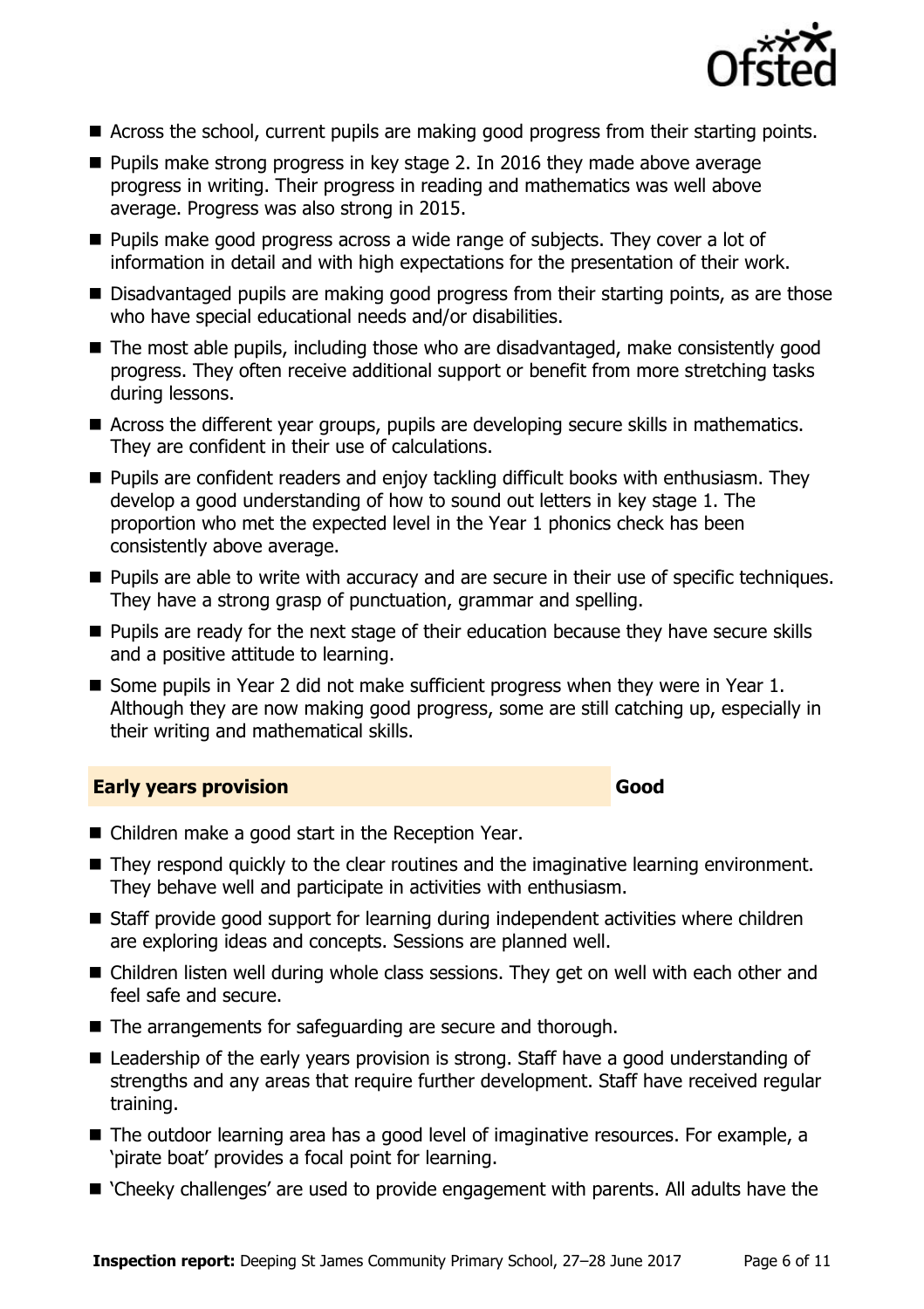- Across the school, current pupils are making good progress from their starting points.
- Pupils make strong progress in key stage 2. In 2016 they made above average progress in writing. Their progress in reading and mathematics was well above average. Progress was also strong in 2015.
- Pupils make good progress across a wide range of subjects. They cover a lot of information in detail and with high expectations for the presentation of their work.
- Disadvantaged pupils are making good progress from their starting points, as are those who have special educational needs and/or disabilities.
- The most able pupils, including those who are disadvantaged, make consistently good progress. They often receive additional support or benefit from more stretching tasks during lessons.
- Across the different year groups, pupils are developing secure skills in mathematics. They are confident in their use of calculations.
- Pupils are confident readers and enjoy tackling difficult books with enthusiasm. They develop a good understanding of how to sound out letters in key stage 1. The proportion who met the expected level in the Year 1 phonics check has been consistently above average.
- Pupils are able to write with accuracy and are secure in their use of specific techniques. They have a strong grasp of punctuation, grammar and spelling.
- Pupils are ready for the next stage of their education because they have secure skills and a positive attitude to learning.
- Some pupils in Year 2 did not make sufficient progress when they were in Year 1. Although they are now making good progress, some are still catching up, especially in their writing and mathematical skills.

## Early years provision — Good

- Children make a good start in the Reception Year.
- They respond quickly to the clear routines and the imaginative learning environment. They behave well and participate in activities with enthusiasm.
- Staff provide good support for learning during independent activities where children are exploring ideas and concepts. Sessions are planned well.
- Children listen well during whole class sessions. They get on well with each other and feel safe and secure.
- The arrangements for safeguarding are secure and thorough.
- Leadership of the early years provision is strong. Staff have a good understanding of strengths and any areas that require further development. Staff have received regular training.
- The outdoor learning area has a good level of imaginative resources. For example, a 'pirate boat' provides a focal point for learning.
- 'Cheeky challenges' are used to provide engagement with parents. All adults have the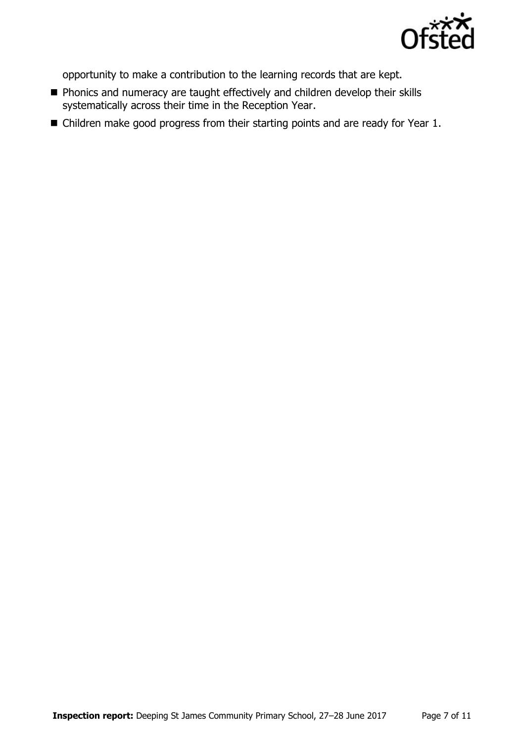opportunity to make a contribution to the learning records that are kept.

- Phonics and numeracy are taught effectively and children develop their skills systematically across their time in the Reception Year.
- Children make good progress from their starting points and are ready for Year 1.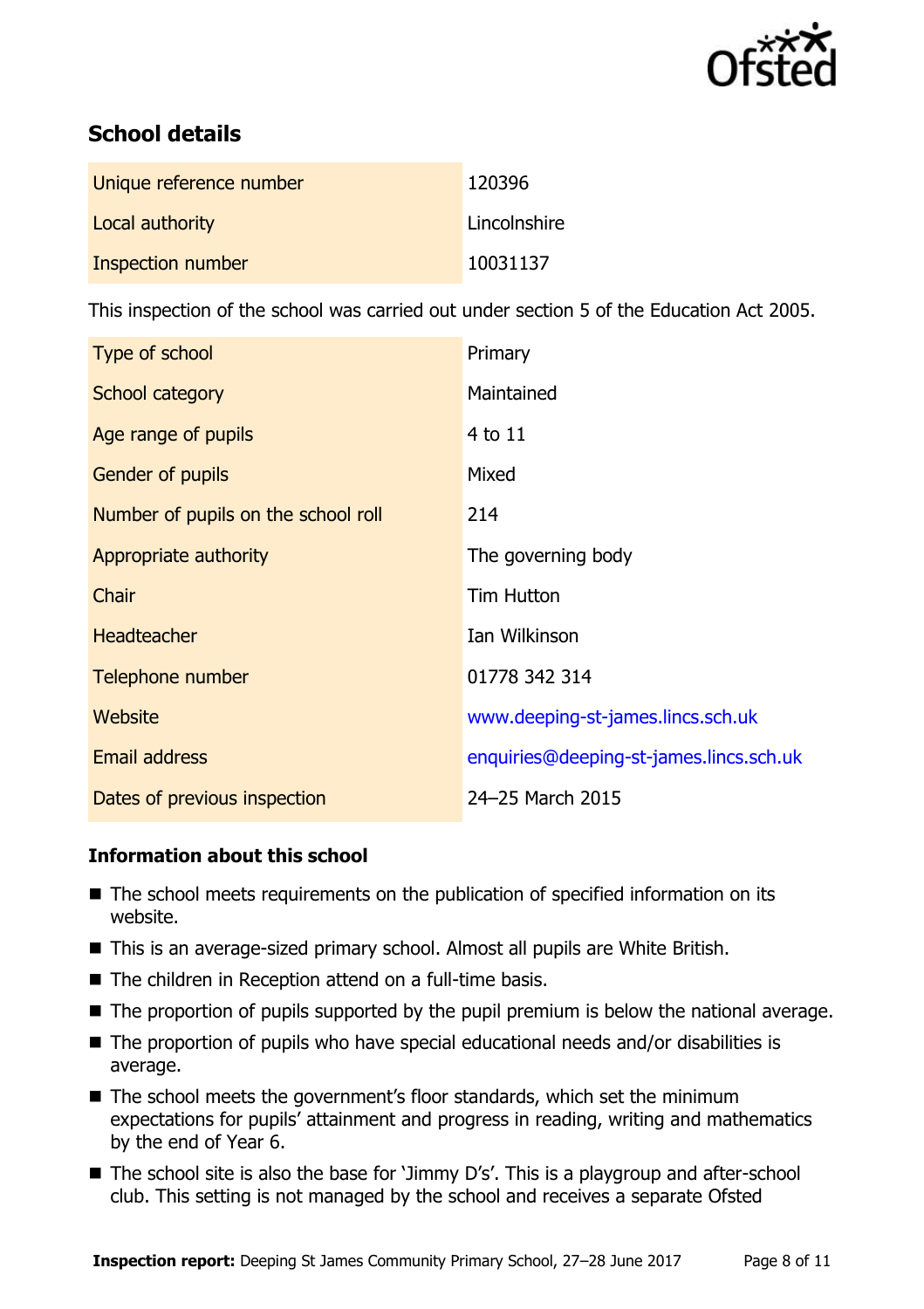## School details

| Unique reference number | 120396 |
| --- | --- |
| Local authority | Lincolnshire |
| Inspection number | 10031137 |

This inspection of the school was carried out under section 5 of the Education Act 2005.

| Type of school | Primary |
| --- | --- |
| School category | Maintained |
| Age range of pupils | 4 to 11 |
| Gender of pupils | Mixed |
| Number of pupils on the school roll | 214 |
| Appropriate authority | The governing body |
| Chair | Tim Hutton |
| Headteacher | Ian Wilkinson |
| Telephone number | 01778 342 314 |
| Website | www.deeping-st-james.lincs.sch.uk |
| Email address | enquiries@deeping-st-james.lincs.sch.uk |
| Dates of previous inspection | 24–25 March 2015 |

### Information about this school

- The school meets requirements on the publication of specified information on its website.
- This is an average-sized primary school. Almost all pupils are White British.
- The children in Reception attend on a full-time basis.
- The proportion of pupils supported by the pupil premium is below the national average.
- The proportion of pupils who have special educational needs and/or disabilities is average.
- The school meets the government's floor standards, which set the minimum expectations for pupils' attainment and progress in reading, writing and mathematics by the end of Year 6.
- The school site is also the base for 'Jimmy D's'. This is a playgroup and after-school club. This setting is not managed by the school and receives a separate Ofsted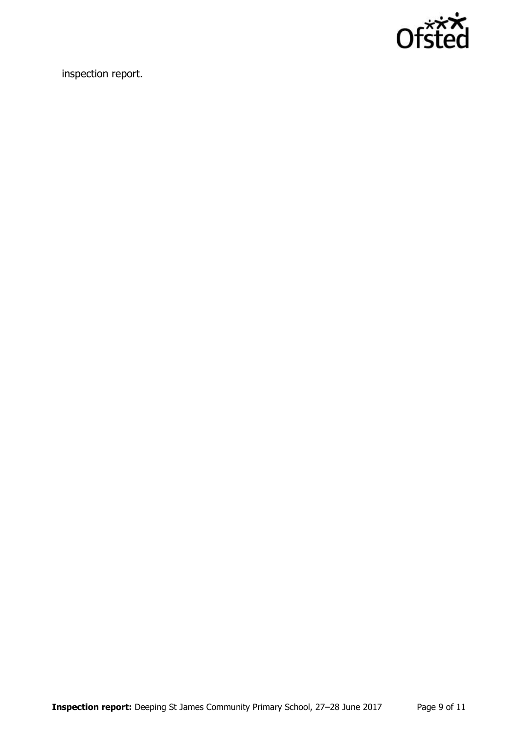inspection report.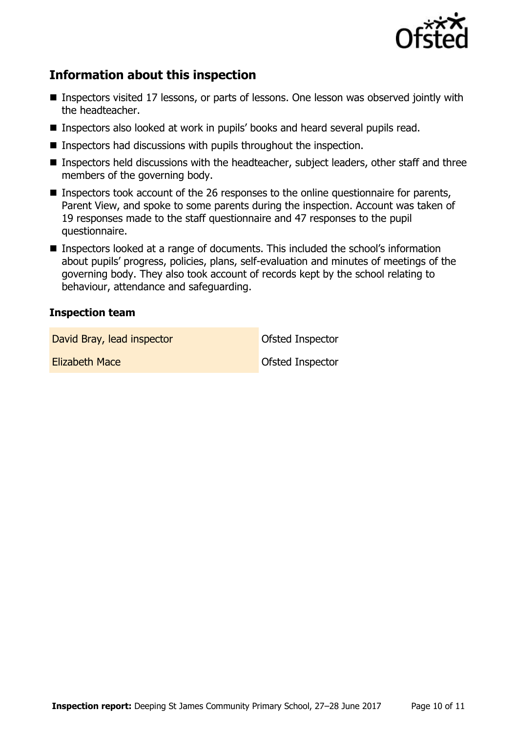## Information about this inspection

- Inspectors visited 17 lessons, or parts of lessons. One lesson was observed jointly with the headteacher.
- Inspectors also looked at work in pupils' books and heard several pupils read.
- Inspectors had discussions with pupils throughout the inspection.
- Inspectors held discussions with the headteacher, subject leaders, other staff and three members of the governing body.
- Inspectors took account of the 26 responses to the online questionnaire for parents, Parent View, and spoke to some parents during the inspection. Account was taken of 19 responses made to the staff questionnaire and 47 responses to the pupil questionnaire.
- Inspectors looked at a range of documents. This included the school's information about pupils' progress, policies, plans, self-evaluation and minutes of meetings of the governing body. They also took account of records kept by the school relating to behaviour, attendance and safeguarding.

### Inspection team

| | |
|---|---|
| David Bray, lead inspector | Ofsted Inspector |
| Elizabeth Mace | Ofsted Inspector |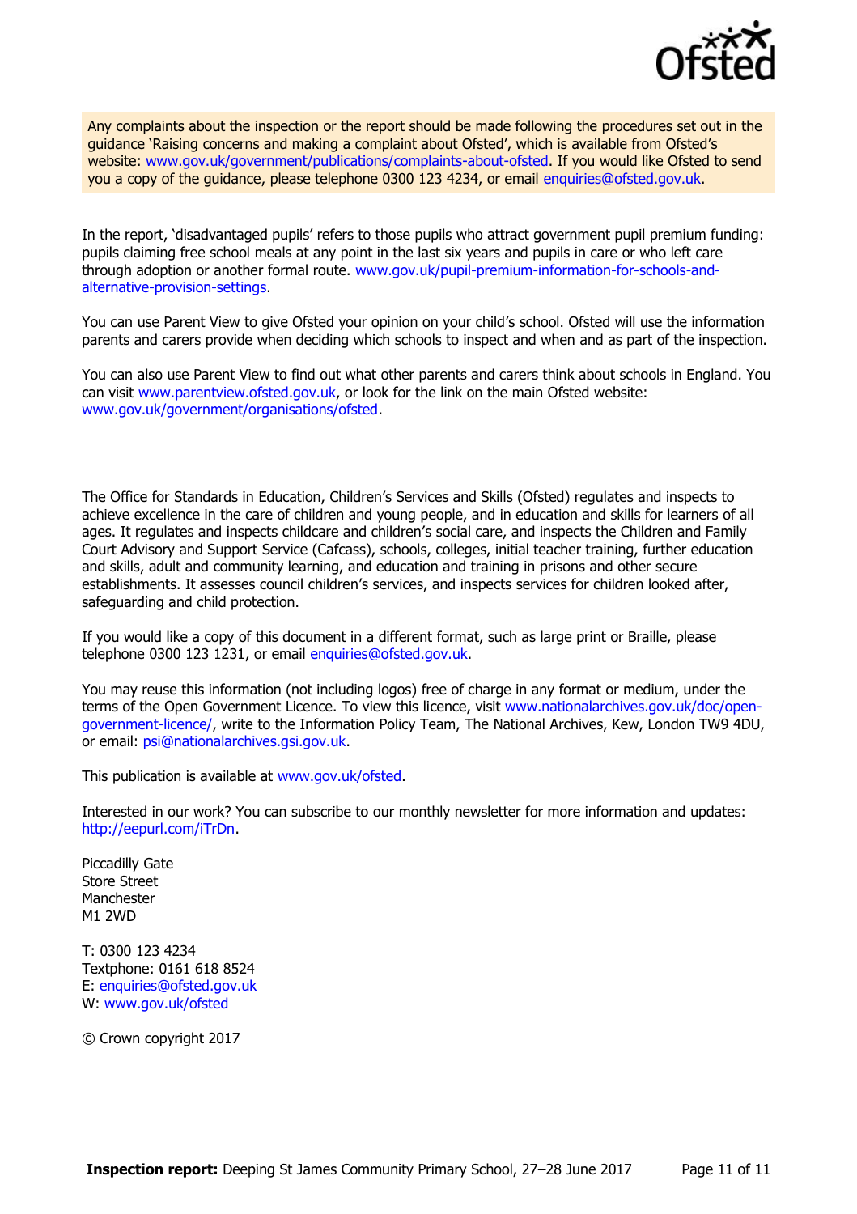Any complaints about the inspection or the report should be made following the procedures set out in the guidance 'Raising concerns and making a complaint about Ofsted', which is available from Ofsted's website: www.gov.uk/government/publications/complaints-about-ofsted. If you would like Ofsted to send you a copy of the guidance, please telephone 0300 123 4234, or email enquiries@ofsted.gov.uk.

In the report, 'disadvantaged pupils' refers to those pupils who attract government pupil premium funding: pupils claiming free school meals at any point in the last six years and pupils in care or who left care through adoption or another formal route. www.gov.uk/pupil-premium-information-for-schools-and-alternative-provision-settings.

You can use Parent View to give Ofsted your opinion on your child's school. Ofsted will use the information parents and carers provide when deciding which schools to inspect and when and as part of the inspection.

You can also use Parent View to find out what other parents and carers think about schools in England. You can visit www.parentview.ofsted.gov.uk, or look for the link on the main Ofsted website: www.gov.uk/government/organisations/ofsted.

The Office for Standards in Education, Children's Services and Skills (Ofsted) regulates and inspects to achieve excellence in the care of children and young people, and in education and skills for learners of all ages. It regulates and inspects childcare and children's social care, and inspects the Children and Family Court Advisory and Support Service (Cafcass), schools, colleges, initial teacher training, further education and skills, adult and community learning, and education and training in prisons and other secure establishments. It assesses council children's services, and inspects services for children looked after, safeguarding and child protection.

If you would like a copy of this document in a different format, such as large print or Braille, please telephone 0300 123 1231, or email enquiries@ofsted.gov.uk.

You may reuse this information (not including logos) free of charge in any format or medium, under the terms of the Open Government Licence. To view this licence, visit www.nationalarchives.gov.uk/doc/open-government-licence/, write to the Information Policy Team, The National Archives, Kew, London TW9 4DU, or email: psi@nationalarchives.gsi.gov.uk.

This publication is available at www.gov.uk/ofsted.

Interested in our work? You can subscribe to our monthly newsletter for more information and updates: http://eepurl.com/iTrDn.

Piccadilly Gate
Store Street
Manchester
M1 2WD

T: 0300 123 4234
Textphone: 0161 618 8524
E: enquiries@ofsted.gov.uk
W: www.gov.uk/ofsted

© Crown copyright 2017